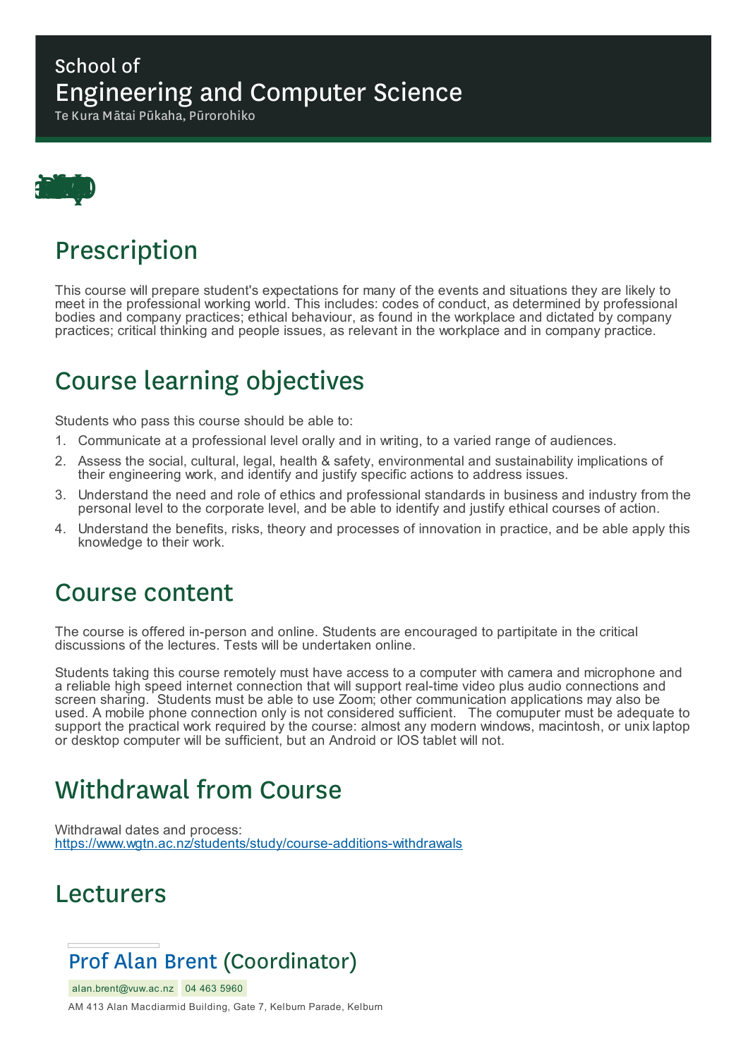School of

# Engineering and Computer Science

Te Kura Mātai Pūkaha, Pūrorohiko

## Prescription

This course will prepare student's expectations for many of the events and situations they are likely to meet in the professional working world. This includes: codes of conduct, as determined by professional bodies and company practices; ethical behaviour, as found in the workplace and dictated by company practices; critical thinking and people issues, as relevant in the workplace and in company practice.

## Course learning objectives

Students who pass this course should be able to:

1. Communicate at a professional level orally and in writing, to a varied range of audiences.
2. Assess the social, cultural, legal, health & safety, environmental and sustainability implications of their engineering work, and identify and justify specific actions to address issues.
3. Understand the need and role of ethics and professional standards in business and industry from the personal level to the corporate level, and be able to identify and justify ethical courses of action.
4. Understand the benefits, risks, theory and processes of innovation in practice, and be able apply this knowledge to their work.

## Course content

The course is offered in-person and online. Students are encouraged to partipitate in the critical discussions of the lectures. Tests will be undertaken online.

Students taking this course remotely must have access to a computer with camera and microphone and a reliable high speed internet connection that will support real-time video plus audio connections and screen sharing. Students must be able to use Zoom; other communication applications may also be used. A mobile phone connection only is not considered sufficient. The comuputer must be adequate to support the practical work required by the course: almost any modern windows, macintosh, or unix laptop or desktop computer will be sufficient, but an Android or IOS tablet will not.

## Withdrawal from Course

Withdrawal dates and process:
https://www.wgtn.ac.nz/students/study/course-additions-withdrawals

## Lecturers

### Prof Alan Brent (Coordinator)

alan.brent@vuw.ac.nz 04 463 5960

AM 413 Alan Macdiarmid Building, Gate 7, Kelburn Parade, Kelburn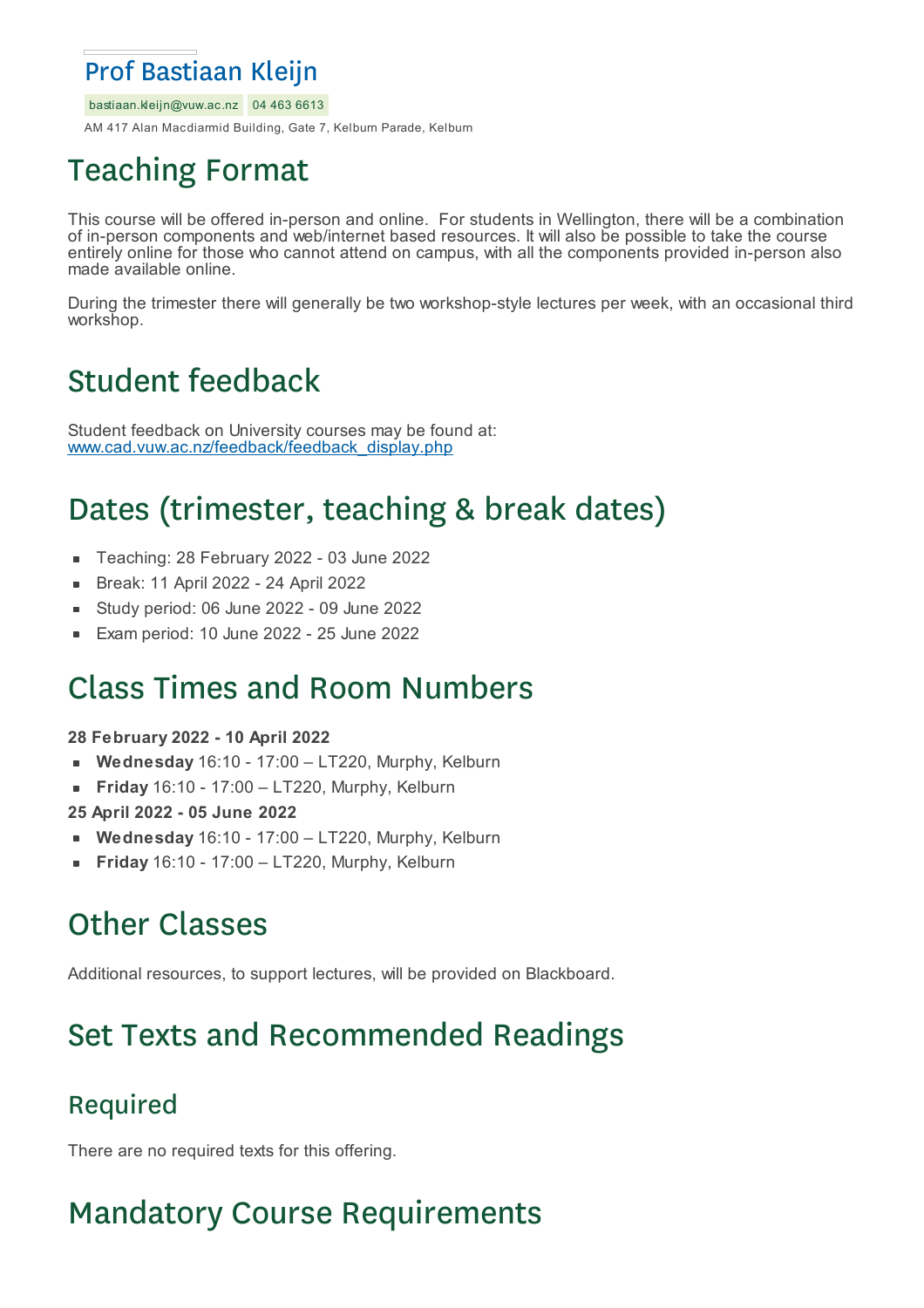## Prof Bastiaan Kleijn

bastiaan.kleijn@vuw.ac.nz 04 463 6613

AM 417 Alan Macdiarmid Building, Gate 7, Kelburn Parade, Kelburn

# Teaching Format

This course will be offered in-person and online. For students in Wellington, there will be a combination of in-person components and web/internet based resources. It will also be possible to take the course entirely online for those who cannot attend on campus, with all the components provided in-person also made available online.

During the trimester there will generally be two workshop-style lectures per week, with an occasional third workshop.

# Student feedback

Student feedback on University courses may be found at: www.cad.vuw.ac.nz/feedback/feedback_display.php

# Dates (trimester, teaching & break dates)

- Teaching: 28 February 2022 - 03 June 2022
- Break: 11 April 2022 - 24 April 2022
- Study period: 06 June 2022 - 09 June 2022
- Exam period: 10 June 2022 - 25 June 2022

# Class Times and Room Numbers

**28 February 2022 - 10 April 2022**

- **Wednesday** 16:10 - 17:00 – LT220, Murphy, Kelburn
- **Friday** 16:10 - 17:00 – LT220, Murphy, Kelburn

**25 April 2022 - 05 June 2022**

- **Wednesday** 16:10 - 17:00 – LT220, Murphy, Kelburn
- **Friday** 16:10 - 17:00 – LT220, Murphy, Kelburn

# Other Classes

Additional resources, to support lectures, will be provided on Blackboard.

# Set Texts and Recommended Readings

## Required

There are no required texts for this offering.

# Mandatory Course Requirements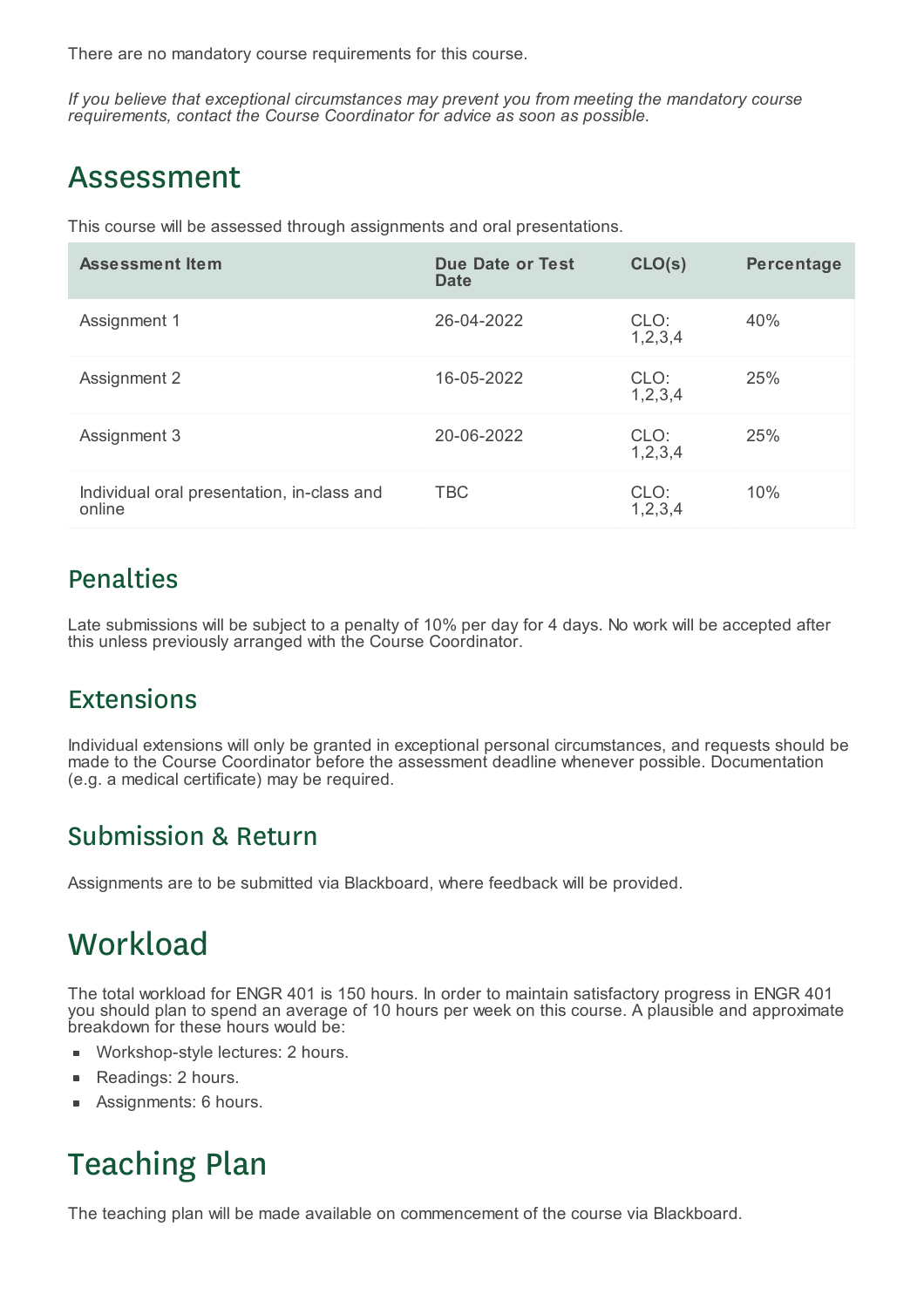There are no mandatory course requirements for this course.

*If you believe that exceptional circumstances may prevent you from meeting the mandatory course requirements, contact the Course Coordinator for advice as soon as possible.*

# Assessment

This course will be assessed through assignments and oral presentations.

| Assessment Item | Due Date or Test Date | CLO(s) | Percentage |
|---|---|---|---|
| Assignment 1 | 26-04-2022 | CLO: 1,2,3,4 | 40% |
| Assignment 2 | 16-05-2022 | CLO: 1,2,3,4 | 25% |
| Assignment 3 | 20-06-2022 | CLO: 1,2,3,4 | 25% |
| Individual oral presentation, in-class and online | TBC | CLO: 1,2,3,4 | 10% |

## Penalties

Late submissions will be subject to a penalty of 10% per day for 4 days. No work will be accepted after this unless previously arranged with the Course Coordinator.

## Extensions

Individual extensions will only be granted in exceptional personal circumstances, and requests should be made to the Course Coordinator before the assessment deadline whenever possible. Documentation (e.g. a medical certificate) may be required.

## Submission & Return

Assignments are to be submitted via Blackboard, where feedback will be provided.

# Workload

The total workload for ENGR 401 is 150 hours. In order to maintain satisfactory progress in ENGR 401 you should plan to spend an average of 10 hours per week on this course. A plausible and approximate breakdown for these hours would be:

- Workshop-style lectures: 2 hours.
- Readings: 2 hours.
- Assignments: 6 hours.

# Teaching Plan

The teaching plan will be made available on commencement of the course via Blackboard.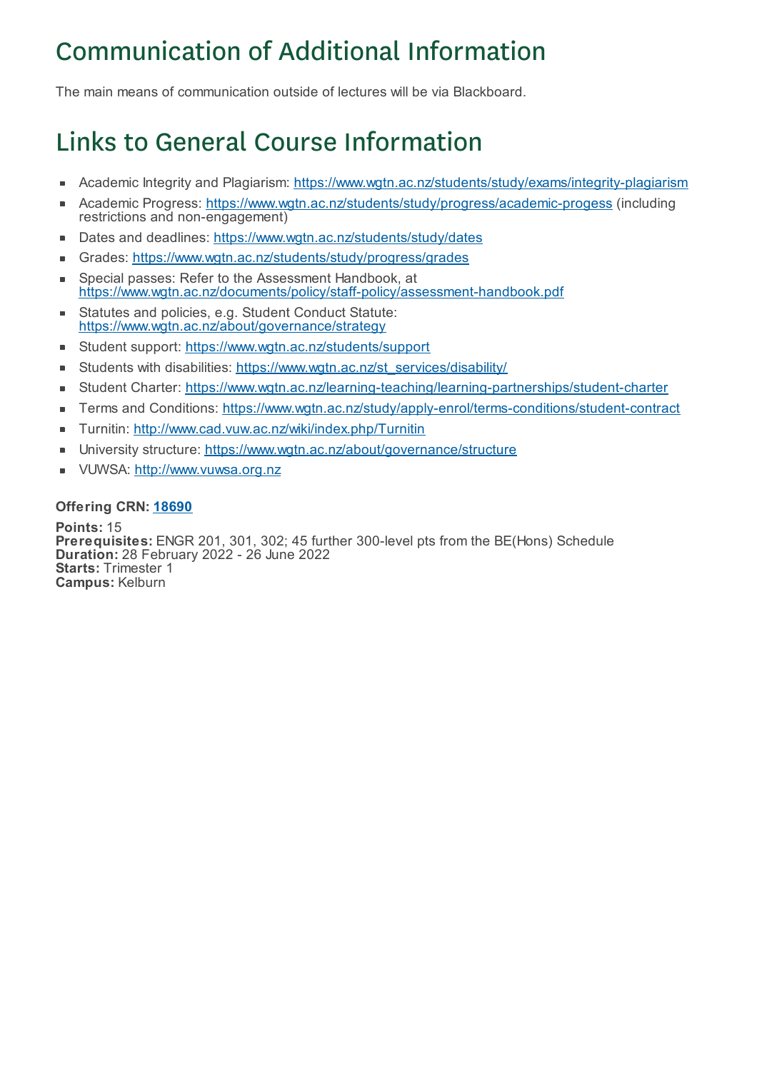# Communication of Additional Information

The main means of communication outside of lectures will be via Blackboard.

# Links to General Course Information

- Academic Integrity and Plagiarism: https://www.wgtn.ac.nz/students/study/exams/integrity-plagiarism
- Academic Progress: https://www.wgtn.ac.nz/students/study/progress/academic-progess (including restrictions and non-engagement)
- Dates and deadlines: https://www.wgtn.ac.nz/students/study/dates
- Grades: https://www.wgtn.ac.nz/students/study/progress/grades
- Special passes: Refer to the Assessment Handbook, at https://www.wgtn.ac.nz/documents/policy/staff-policy/assessment-handbook.pdf
- Statutes and policies, e.g. Student Conduct Statute: https://www.wgtn.ac.nz/about/governance/strategy
- Student support: https://www.wgtn.ac.nz/students/support
- Students with disabilities: https://www.wgtn.ac.nz/st_services/disability/
- Student Charter: https://www.wgtn.ac.nz/learning-teaching/learning-partnerships/student-charter
- Terms and Conditions: https://www.wgtn.ac.nz/study/apply-enrol/terms-conditions/student-contract
- Turnitin: http://www.cad.vuw.ac.nz/wiki/index.php/Turnitin
- University structure: https://www.wgtn.ac.nz/about/governance/structure
- VUWSA: http://www.vuwsa.org.nz

**Offering CRN: 18690**

**Points:** 15
**Prerequisites:** ENGR 201, 301, 302; 45 further 300-level pts from the BE(Hons) Schedule
**Duration:** 28 February 2022 - 26 June 2022
**Starts:** Trimester 1
**Campus:** Kelburn